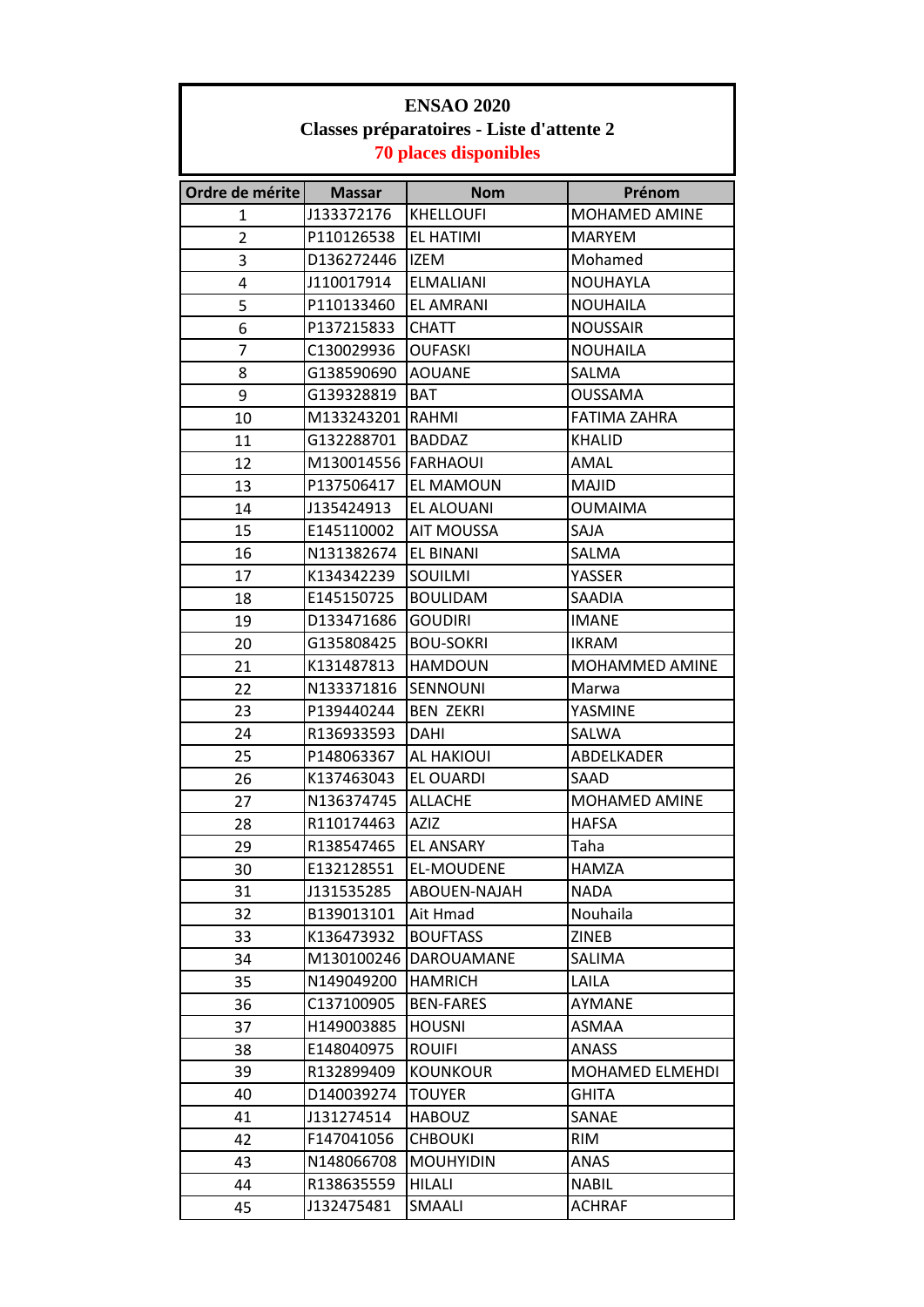**ENSAO 2020**

**Classes préparatoires - Liste d'attente 2**

**70 places disponibles**

| Ordre de mérite | Massar | Nom | Prénom |
|---|---|---|---|
| 1 | J133372176 | KHELLOUFI | MOHAMED AMINE |
| 2 | P110126538 | EL HATIMI | MARYEM |
| 3 | D136272446 | IZEM | Mohamed |
| 4 | J110017914 | ELMALIANI | NOUHAYLA |
| 5 | P110133460 | EL AMRANI | NOUHAILA |
| 6 | P137215833 | CHATT | NOUSSAIR |
| 7 | C130029936 | OUFASKI | NOUHAILA |
| 8 | G138590690 | AOUANE | SALMA |
| 9 | G139328819 | BAT | OUSSAMA |
| 10 | M133243201 | RAHMI | FATIMA ZAHRA |
| 11 | G132288701 | BADDAZ | KHALID |
| 12 | M130014556 | FARHAOUI | AMAL |
| 13 | P137506417 | EL MAMOUN | MAJID |
| 14 | J135424913 | EL ALOUANI | OUMAIMA |
| 15 | E145110002 | AIT MOUSSA | SAJA |
| 16 | N131382674 | EL BINANI | SALMA |
| 17 | K134342239 | SOUILMI | YASSER |
| 18 | E145150725 | BOULIDAM | SAADIA |
| 19 | D133471686 | GOUDIRI | IMANE |
| 20 | G135808425 | BOU-SOKRI | IKRAM |
| 21 | K131487813 | HAMDOUN | MOHAMMED AMINE |
| 22 | N133371816 | SENNOUNI | Marwa |
| 23 | P139440244 | BEN ZEKRI | YASMINE |
| 24 | R136933593 | DAHI | SALWA |
| 25 | P148063367 | AL HAKIOUI | ABDELKADER |
| 26 | K137463043 | EL OUARDI | SAAD |
| 27 | N136374745 | ALLACHE | MOHAMED AMINE |
| 28 | R110174463 | AZIZ | HAFSA |
| 29 | R138547465 | EL ANSARY | Taha |
| 30 | E132128551 | EL-MOUDENE | HAMZA |
| 31 | J131535285 | ABOUEN-NAJAH | NADA |
| 32 | B139013101 | Ait Hmad | Nouhaila |
| 33 | K136473932 | BOUFTASS | ZINEB |
| 34 | M130100246 | DAROUAMANE | SALIMA |
| 35 | N149049200 | HAMRICH | LAILA |
| 36 | C137100905 | BEN-FARES | AYMANE |
| 37 | H149003885 | HOUSNI | ASMAA |
| 38 | E148040975 | ROUIFI | ANASS |
| 39 | R132899409 | KOUNKOUR | MOHAMED ELMEHDI |
| 40 | D140039274 | TOUYER | GHITA |
| 41 | J131274514 | HABOUZ | SANAE |
| 42 | F147041056 | CHBOUKI | RIM |
| 43 | N148066708 | MOUHYIDIN | ANAS |
| 44 | R138635559 | HILALI | NABIL |
| 45 | J132475481 | SMAALI | ACHRAF |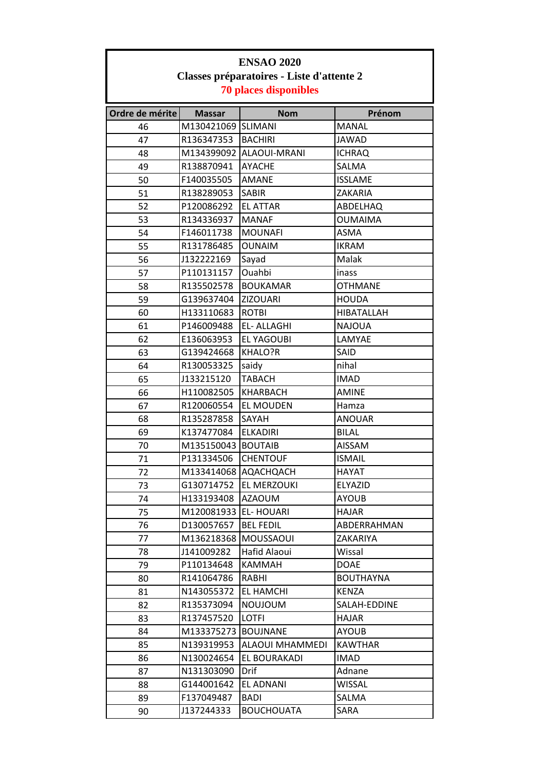**ENSAO 2020**

**Classes préparatoires - Liste d'attente 2**

**70 places disponibles**

| Ordre de mérite | Massar | Nom | Prénom |
|---|---|---|---|
| 46 | M130421069 | SLIMANI | MANAL |
| 47 | R136347353 | BACHIRI | JAWAD |
| 48 | M134399092 | ALAOUI-MRANI | ICHRAQ |
| 49 | R138870941 | AYACHE | SALMA |
| 50 | F140035505 | AMANE | ISSLAME |
| 51 | R138289053 | SABIR | ZAKARIA |
| 52 | P120086292 | EL ATTAR | ABDELHAQ |
| 53 | R134336937 | MANAF | OUMAIMA |
| 54 | F146011738 | MOUNAFI | ASMA |
| 55 | R131786485 | OUNAIM | IKRAM |
| 56 | J132222169 | Sayad | Malak |
| 57 | P110131157 | Ouahbi | inass |
| 58 | R135502578 | BOUKAMAR | OTHMANE |
| 59 | G139637404 | ZIZOUARI | HOUDA |
| 60 | H133110683 | ROTBI | HIBATALLAH |
| 61 | P146009488 | EL- ALLAGHI | NAJOUA |
| 62 | E136063953 | EL YAGOUBI | LAMYAE |
| 63 | G139424668 | KHALO?R | SAID |
| 64 | R130053325 | saidy | nihal |
| 65 | J133215120 | TABACH | IMAD |
| 66 | H110082505 | KHARBACH | AMINE |
| 67 | R120060554 | EL MOUDEN | Hamza |
| 68 | R135287858 | SAYAH | ANOUAR |
| 69 | K137477084 | ELKADIRI | BILAL |
| 70 | M135150043 | BOUTAIB | AISSAM |
| 71 | P131334506 | CHENTOUF | ISMAIL |
| 72 | M133414068 | AQACHQACH | HAYAT |
| 73 | G130714752 | EL MERZOUKI | ELYAZID |
| 74 | H133193408 | AZAOUM | AYOUB |
| 75 | M120081933 | EL- HOUARI | HAJAR |
| 76 | D130057657 | BEL FEDIL | ABDERRAHMAN |
| 77 | M136218368 | MOUSSAOUI | ZAKARIYA |
| 78 | J141009282 | Hafid Alaoui | Wissal |
| 79 | P110134648 | KAMMAH | DOAE |
| 80 | R141064786 | RABHI | BOUTHAYNA |
| 81 | N143055372 | EL HAMCHI | KENZA |
| 82 | R135373094 | NOUJOUM | SALAH-EDDINE |
| 83 | R137457520 | LOTFI | HAJAR |
| 84 | M133375273 | BOUJNANE | AYOUB |
| 85 | N139319953 | ALAOUI MHAMMEDI | KAWTHAR |
| 86 | N130024654 | EL BOURAKADI | IMAD |
| 87 | N131303090 | Drif | Adnane |
| 88 | G144001642 | EL ADNANI | WISSAL |
| 89 | F137049487 | BADI | SALMA |
| 90 | J137244333 | BOUCHOUATA | SARA |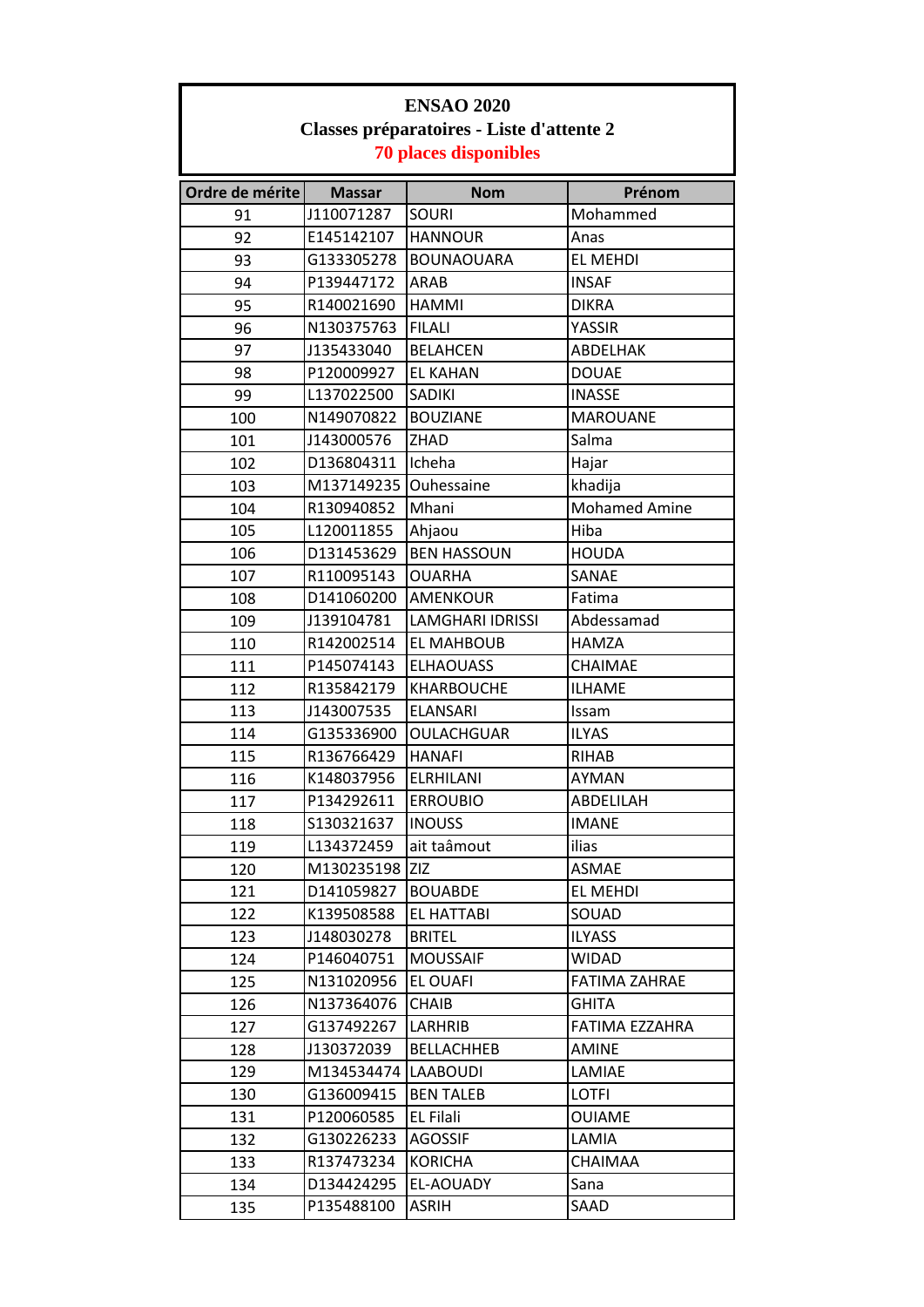**ENSAO 2020**

**Classes préparatoires - Liste d'attente 2**

**70 places disponibles**

| Ordre de mérite | Massar | Nom | Prénom |
|---|---|---|---|
| 91 | J110071287 | SOURI | Mohammed |
| 92 | E145142107 | HANNOUR | Anas |
| 93 | G133305278 | BOUNAOUARA | EL MEHDI |
| 94 | P139447172 | ARAB | INSAF |
| 95 | R140021690 | HAMMI | DIKRA |
| 96 | N130375763 | FILALI | YASSIR |
| 97 | J135433040 | BELAHCEN | ABDELHAK |
| 98 | P120009927 | EL KAHAN | DOUAE |
| 99 | L137022500 | SADIKI | INASSE |
| 100 | N149070822 | BOUZIANE | MAROUANE |
| 101 | J143000576 | ZHAD | Salma |
| 102 | D136804311 | Icheha | Hajar |
| 103 | M137149235 | Ouhessaine | khadija |
| 104 | R130940852 | Mhani | Mohamed Amine |
| 105 | L120011855 | Ahjaou | Hiba |
| 106 | D131453629 | BEN HASSOUN | HOUDA |
| 107 | R110095143 | OUARHA | SANAE |
| 108 | D141060200 | AMENKOUR | Fatima |
| 109 | J139104781 | LAMGHARI IDRISSI | Abdessamad |
| 110 | R142002514 | EL MAHBOUB | HAMZA |
| 111 | P145074143 | ELHAOUASS | CHAIMAE |
| 112 | R135842179 | KHARBOUCHE | ILHAME |
| 113 | J143007535 | ELANSARI | Issam |
| 114 | G135336900 | OULACHGUAR | ILYAS |
| 115 | R136766429 | HANAFI | RIHAB |
| 116 | K148037956 | ELRHILANI | AYMAN |
| 117 | P134292611 | ERROUBIO | ABDELILAH |
| 118 | S130321637 | INOUSS | IMANE |
| 119 | L134372459 | ait taâmout | ilias |
| 120 | M130235198 | ZIZ | ASMAE |
| 121 | D141059827 | BOUABDE | EL MEHDI |
| 122 | K139508588 | EL HATTABI | SOUAD |
| 123 | J148030278 | BRITEL | ILYASS |
| 124 | P146040751 | MOUSSAIF | WIDAD |
| 125 | N131020956 | EL OUAFI | FATIMA ZAHRAE |
| 126 | N137364076 | CHAIB | GHITA |
| 127 | G137492267 | LARHRIB | FATIMA EZZAHRA |
| 128 | J130372039 | BELLACHHEB | AMINE |
| 129 | M134534474 | LAABOUDI | LAMIAE |
| 130 | G136009415 | BEN TALEB | LOTFI |
| 131 | P120060585 | EL Filali | OUIAME |
| 132 | G130226233 | AGOSSIF | LAMIA |
| 133 | R137473234 | KORICHA | CHAIMAA |
| 134 | D134424295 | EL-AOUADY | Sana |
| 135 | P135488100 | ASRIH | SAAD |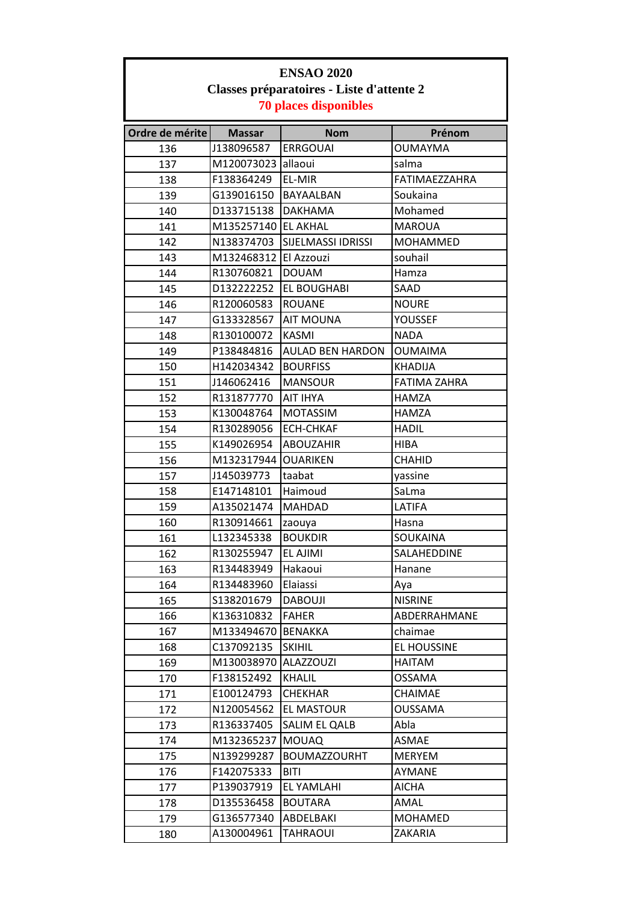**ENSAO 2020**

**Classes préparatoires - Liste d'attente 2**

**70 places disponibles**

| Ordre de mérite | Massar | Nom | Prénom |
|---|---|---|---|
| 136 | J138096587 | ERRGOUAI | OUMAYMA |
| 137 | M120073023 | allaoui | salma |
| 138 | F138364249 | EL-MIR | FATIMAEZZAHRA |
| 139 | G139016150 | BAYAALBAN | Soukaina |
| 140 | D133715138 | DAKHAMA | Mohamed |
| 141 | M135257140 | EL AKHAL | MAROUA |
| 142 | N138374703 | SIJELMASSI IDRISSI | MOHAMMED |
| 143 | M132468312 | El Azzouzi | souhail |
| 144 | R130760821 | DOUAM | Hamza |
| 145 | D132222252 | EL BOUGHABI | SAAD |
| 146 | R120060583 | ROUANE | NOURE |
| 147 | G133328567 | AIT MOUNA | YOUSSEF |
| 148 | R130100072 | KASMI | NADA |
| 149 | P138484816 | AULAD BEN HARDON | OUMAIMA |
| 150 | H142034342 | BOURFISS | KHADIJA |
| 151 | J146062416 | MANSOUR | FATIMA ZAHRA |
| 152 | R131877770 | AIT IHYA | HAMZA |
| 153 | K130048764 | MOTASSIM | HAMZA |
| 154 | R130289056 | ECH-CHKAF | HADIL |
| 155 | K149026954 | ABOUZAHIR | HIBA |
| 156 | M132317944 | OUARIKEN | CHAHID |
| 157 | J145039773 | taabat | yassine |
| 158 | E147148101 | Haimoud | SaLma |
| 159 | A135021474 | MAHDAD | LATIFA |
| 160 | R130914661 | zaouya | Hasna |
| 161 | L132345338 | BOUKDIR | SOUKAINA |
| 162 | R130255947 | EL AJIMI | SALAHEDDINE |
| 163 | R134483949 | Hakaoui | Hanane |
| 164 | R134483960 | Elaiassi | Aya |
| 165 | S138201679 | DABOUJI | NISRINE |
| 166 | K136310832 | FAHER | ABDERRAHMANE |
| 167 | M133494670 | BENAKKA | chaimae |
| 168 | C137092135 | SKIHIL | EL HOUSSINE |
| 169 | M130038970 | ALAZZOUZI | HAITAM |
| 170 | F138152492 | KHALIL | OSSAMA |
| 171 | E100124793 | CHEKHAR | CHAIMAE |
| 172 | N120054562 | EL MASTOUR | OUSSAMA |
| 173 | R136337405 | SALIM EL QALB | Abla |
| 174 | M132365237 | MOUAQ | ASMAE |
| 175 | N139299287 | BOUMAZZOURHT | MERYEM |
| 176 | F142075333 | BITI | AYMANE |
| 177 | P139037919 | EL YAMLAHI | AICHA |
| 178 | D135536458 | BOUTARA | AMAL |
| 179 | G136577340 | ABDELBAKI | MOHAMED |
| 180 | A130004961 | TAHRAOUI | ZAKARIA |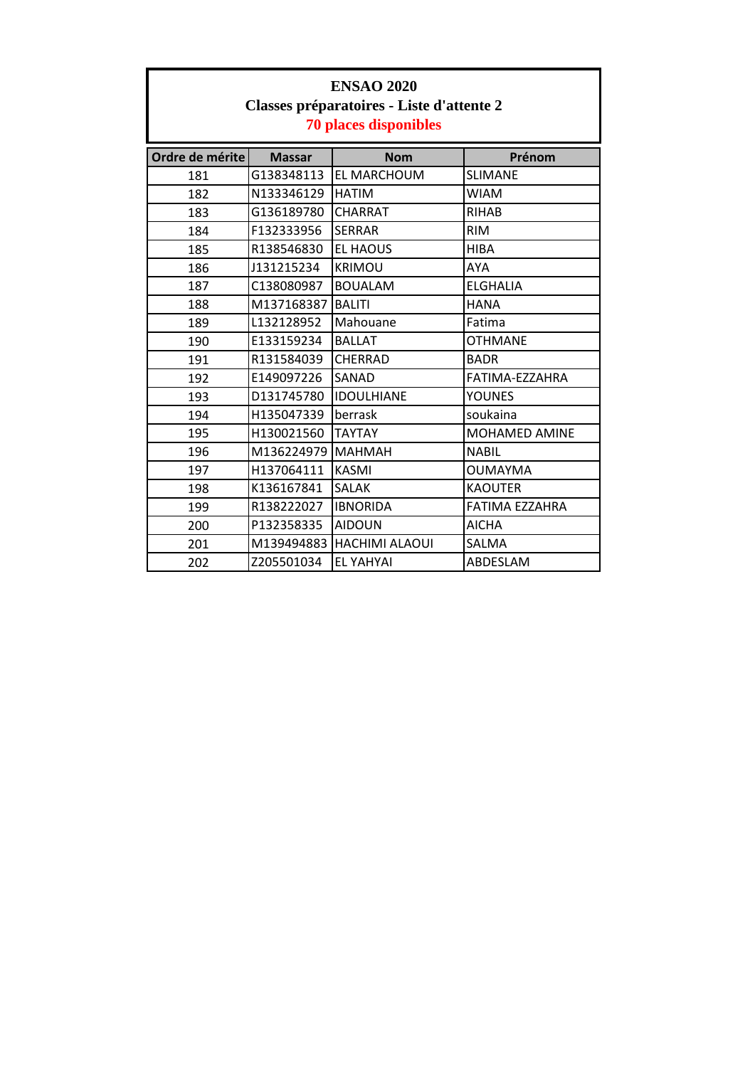**ENSAO 2020**

**Classes préparatoires - Liste d'attente 2**

**70 places disponibles**

| Ordre de mérite | Massar | Nom | Prénom |
|---|---|---|---|
| 181 | G138348113 | EL MARCHOUM | SLIMANE |
| 182 | N133346129 | HATIM | WIAM |
| 183 | G136189780 | CHARRAT | RIHAB |
| 184 | F132333956 | SERRAR | RIM |
| 185 | R138546830 | EL HAOUS | HIBA |
| 186 | J131215234 | KRIMOU | AYA |
| 187 | C138080987 | BOUALAM | ELGHALIA |
| 188 | M137168387 | BALITI | HANA |
| 189 | L132128952 | Mahouane | Fatima |
| 190 | E133159234 | BALLAT | OTHMANE |
| 191 | R131584039 | CHERRAD | BADR |
| 192 | E149097226 | SANAD | FATIMA-EZZAHRA |
| 193 | D131745780 | IDOULHIANE | YOUNES |
| 194 | H135047339 | berrask | soukaina |
| 195 | H130021560 | TAYTAY | MOHAMED AMINE |
| 196 | M136224979 | MAHMAH | NABIL |
| 197 | H137064111 | KASMI | OUMAYMA |
| 198 | K136167841 | SALAK | KAOUTER |
| 199 | R138222027 | IBNORIDA | FATIMA EZZAHRA |
| 200 | P132358335 | AIDOUN | AICHA |
| 201 | M139494883 | HACHIMI ALAOUI | SALMA |
| 202 | Z205501034 | EL YAHYAI | ABDESLAM |